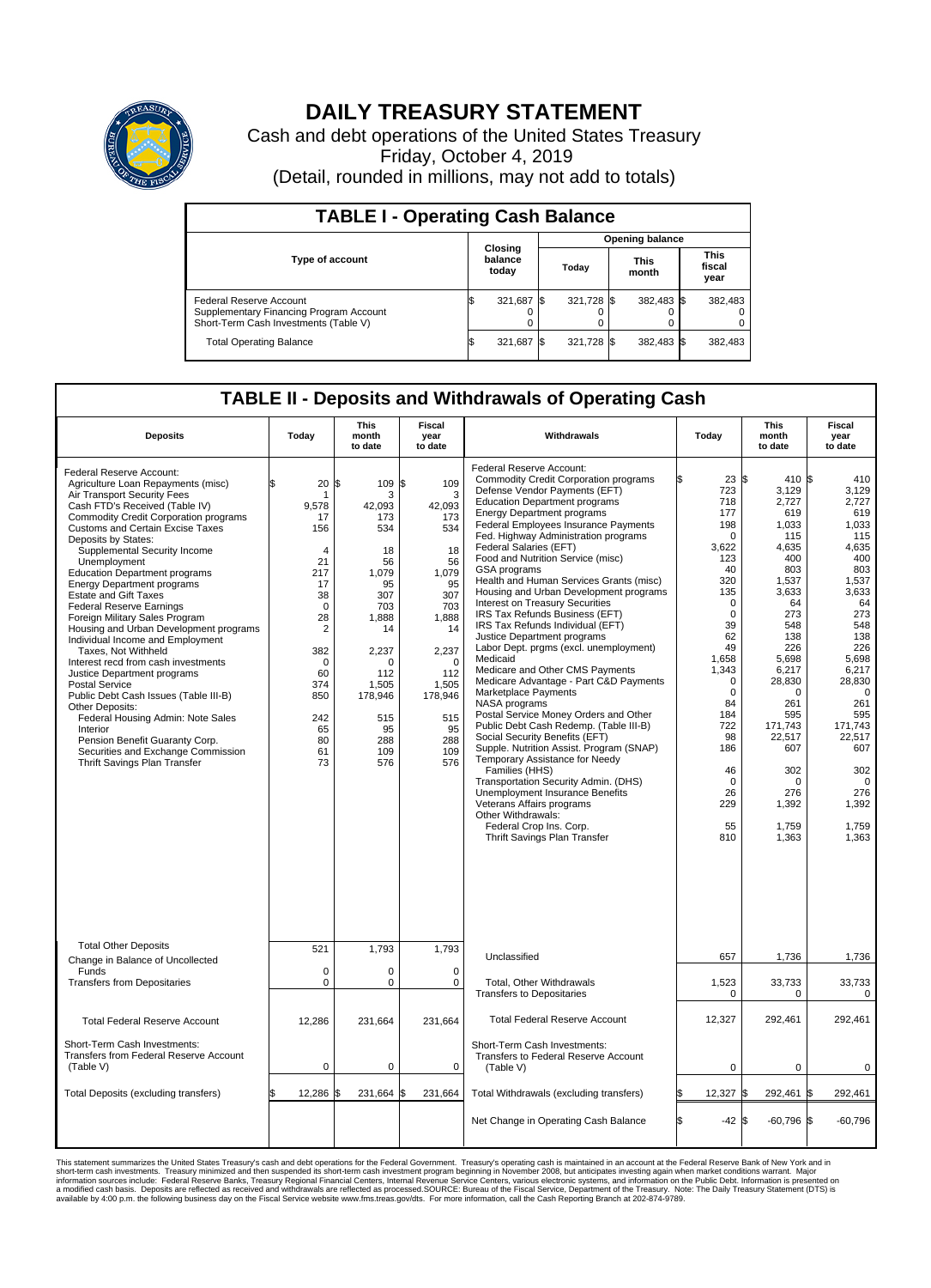# DAILY TREASURY STATEMENT

Cash and debt operations of the United States Treasury

Friday, October 4, 2019

(Detail, rounded in millions, may not add to totals)

## TABLE I - Operating Cash Balance

| Type of account | Closing balance today | Opening balance Today | Opening balance This month | Opening balance This fiscal year |
|---|---|---|---|---|
| Federal Reserve Account | $ 321,687 | $ 321,728 | $ 382,483 | $ 382,483 |
| Supplementary Financing Program Account | 0 | 0 | 0 | 0 |
| Short-Term Cash Investments (Table V) | 0 | 0 | 0 | 0 |
| Total Operating Balance | $ 321,687 | $ 321,728 | $ 382,483 | $ 382,483 |

## TABLE II - Deposits and Withdrawals of Operating Cash

| Deposits | Today | This month to date | Fiscal year to date |
|---|---|---|---|
| Federal Reserve Account: | | | |
| Agriculture Loan Repayments (misc) | $ 20 | $ 109 | $ 109 |
| Air Transport Security Fees | 1 | 3 | 3 |
| Cash FTD's Received (Table IV) | 9,578 | 42,093 | 42,093 |
| Commodity Credit Corporation programs | 17 | 173 | 173 |
| Customs and Certain Excise Taxes | 156 | 534 | 534 |
| Deposits by States: | | | |
| Supplemental Security Income | 4 | 18 | 18 |
| Unemployment | 21 | 56 | 56 |
| Education Department programs | 217 | 1,079 | 1,079 |
| Energy Department programs | 17 | 95 | 95 |
| Estate and Gift Taxes | 38 | 307 | 307 |
| Federal Reserve Earnings | 0 | 703 | 703 |
| Foreign Military Sales Program | 28 | 1,888 | 1,888 |
| Housing and Urban Development programs | 2 | 14 | 14 |
| Individual Income and Employment Taxes, Not Withheld | 382 | 2,237 | 2,237 |
| Interest recd from cash investments | 0 | 0 | 0 |
| Justice Department programs | 60 | 112 | 112 |
| Postal Service | 374 | 1,505 | 1,505 |
| Public Debt Cash Issues (Table III-B) | 850 | 178,946 | 178,946 |
| Other Deposits: | | | |
| Federal Housing Admin: Note Sales | 242 | 515 | 515 |
| Interior | 65 | 95 | 95 |
| Pension Benefit Guaranty Corp. | 80 | 288 | 288 |
| Securities and Exchange Commission | 61 | 109 | 109 |
| Thrift Savings Plan Transfer | 73 | 576 | 576 |
| Total Other Deposits | 521 | 1,793 | 1,793 |
| Change in Balance of Uncollected Funds | 0 | 0 | 0 |
| Transfers from Depositaries | 0 | 0 | 0 |
| Total Federal Reserve Account | 12,286 | 231,664 | 231,664 |
| Short-Term Cash Investments: Transfers from Federal Reserve Account (Table V) | 0 | 0 | 0 |
| Total Deposits (excluding transfers) | $ 12,286 | $ 231,664 | $ 231,664 |

| Withdrawals | Today | This month to date | Fiscal year to date |
|---|---|---|---|
| Federal Reserve Account: | | | |
| Commodity Credit Corporation programs | $ 23 | $ 410 | $ 410 |
| Defense Vendor Payments (EFT) | 723 | 3,129 | 3,129 |
| Education Department programs | 718 | 2,727 | 2,727 |
| Energy Department programs | 177 | 619 | 619 |
| Federal Employees Insurance Payments | 198 | 1,033 | 1,033 |
| Fed. Highway Administration programs | 0 | 115 | 115 |
| Federal Salaries (EFT) | 3,622 | 4,635 | 4,635 |
| Food and Nutrition Service (misc) | 123 | 400 | 400 |
| GSA programs | 40 | 803 | 803 |
| Health and Human Services Grants (misc) | 320 | 1,537 | 1,537 |
| Housing and Urban Development programs | 135 | 3,633 | 3,633 |
| Interest on Treasury Securities | 0 | 64 | 64 |
| IRS Tax Refunds Business (EFT) | 0 | 273 | 273 |
| IRS Tax Refunds Individual (EFT) | 39 | 548 | 548 |
| Justice Department programs | 62 | 138 | 138 |
| Labor Dept. prgms (excl. unemployment) | 49 | 226 | 226 |
| Medicaid | 1,658 | 5,698 | 5,698 |
| Medicare and Other CMS Payments | 1,343 | 6,217 | 6,217 |
| Medicare Advantage - Part C&D Payments | 0 | 28,830 | 28,830 |
| Marketplace Payments | 0 | 0 | 0 |
| NASA programs | 84 | 261 | 261 |
| Postal Service Money Orders and Other | 184 | 595 | 595 |
| Public Debt Cash Redemp. (Table III-B) | 722 | 171,743 | 171,743 |
| Social Security Benefits (EFT) | 98 | 22,517 | 22,517 |
| Supple. Nutrition Assist. Program (SNAP) | 186 | 607 | 607 |
| Temporary Assistance for Needy Families (HHS) | 46 | 302 | 302 |
| Transportation Security Admin. (DHS) | 0 | 0 | 0 |
| Unemployment Insurance Benefits | 26 | 276 | 276 |
| Veterans Affairs programs | 229 | 1,392 | 1,392 |
| Other Withdrawals: | | | |
| Federal Crop Ins. Corp. | 55 | 1,759 | 1,759 |
| Thrift Savings Plan Transfer | 810 | 1,363 | 1,363 |
| Unclassified | 657 | 1,736 | 1,736 |
| Total, Other Withdrawals | 1,523 | 33,733 | 33,733 |
| Transfers to Depositaries | 0 | 0 | 0 |
| Total Federal Reserve Account | 12,327 | 292,461 | 292,461 |
| Short-Term Cash Investments: Transfers to Federal Reserve Account (Table V) | 0 | 0 | 0 |
| Total Withdrawals (excluding transfers) | $ 12,327 | $ 292,461 | $ 292,461 |
| Net Change in Operating Cash Balance | $ -42 | $ -60,796 | $ -60,796 |

This statement summarizes the United States Treasury's cash and debt operations for the Federal Government. Treasury's operating cash is maintained in an account at the Federal Reserve Bank of New York and in short-term cash investments. Treasury minimized and then suspended its short-term cash investment program beginning in November 2008, but anticipates investing again when market conditions warrant. Major information sources include: Federal Reserve Banks, Treasury Regional Financial Centers, Internal Revenue Service Centers, various electronic systems, and information on the Public Debt. Information is presented on a modified cash basis. Deposits are reflected as received and withdrawals are reflected as processed.SOURCE: Bureau of the Fiscal Service, Department of the Treasury. Note: The Daily Treasury Statement (DTS) is available by 4:00 p.m. the following business day on the Fiscal Service website www.fms.treas.gov/dts. For more information, call the Cash Reporting Branch at 202-874-9789.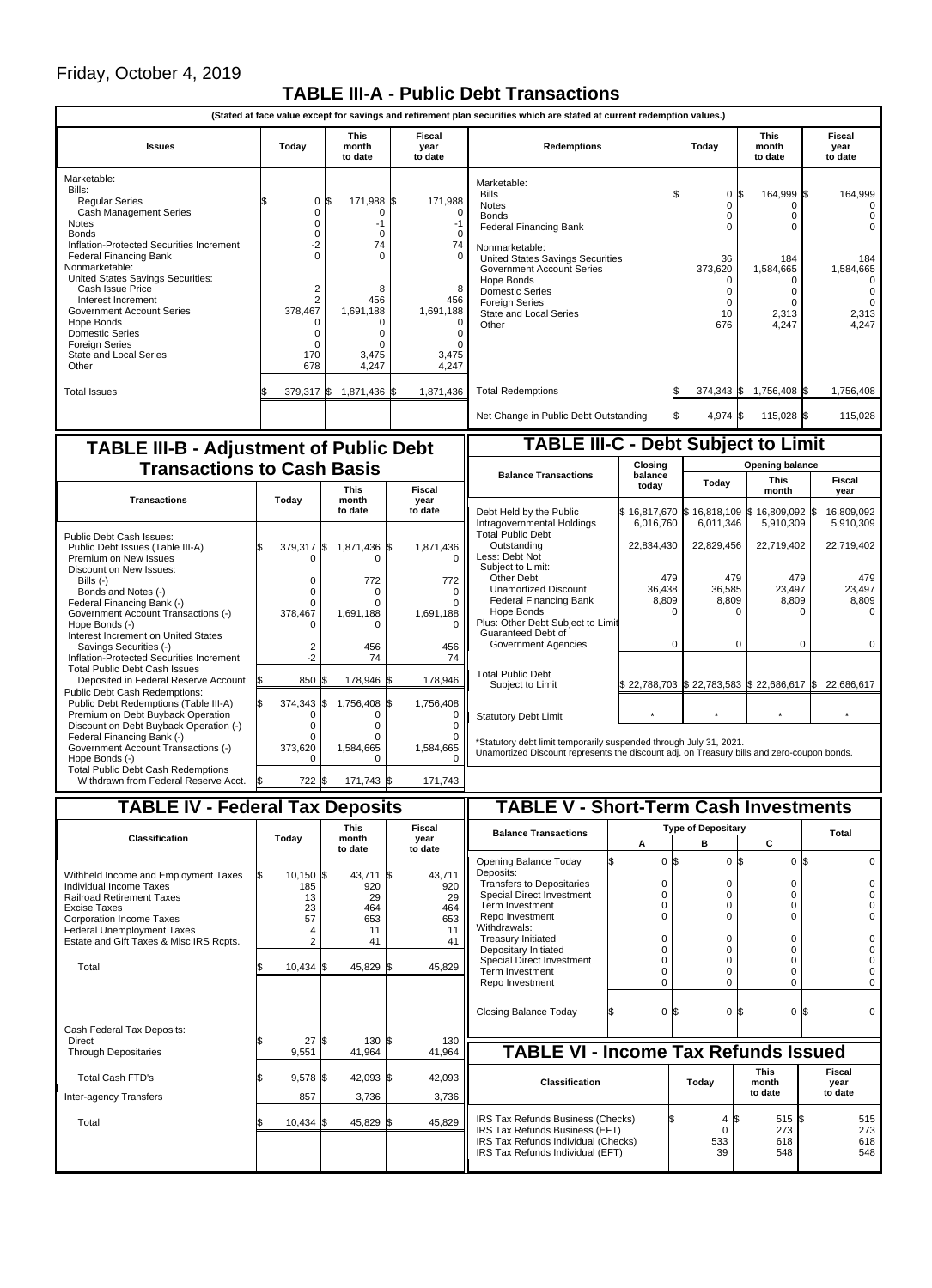Friday, October 4, 2019

# TABLE III-A - Public Debt Transactions

(Stated at face value except for savings and retirement plan securities which are stated at current redemption values.)

| Issues | Today | This month to date | Fiscal year to date |
|---|---|---|---|
| Marketable: | | | |
| Bills: | | | |
| Regular Series | $ 0 | $ 171,988 | $ 171,988 |
| Cash Management Series | 0 | 0 | 0 |
| Notes | 0 | -1 | -1 |
| Bonds | 0 | 0 | 0 |
| Inflation-Protected Securities Increment | -2 | 74 | 74 |
| Federal Financing Bank | 0 | 0 | 0 |
| Nonmarketable: | | | |
| United States Savings Securities: | | | |
| Cash Issue Price | 2 | 8 | 8 |
| Interest Increment | 2 | 456 | 456 |
| Government Account Series | 378,467 | 1,691,188 | 1,691,188 |
| Hope Bonds | 0 | 0 | 0 |
| Domestic Series | 0 | 0 | 0 |
| Foreign Series | 0 | 0 | 0 |
| State and Local Series | 170 | 3,475 | 3,475 |
| Other | 678 | 4,247 | 4,247 |
| Total Issues | $ 379,317 | $ 1,871,436 | $ 1,871,436 |

| Redemptions | Today | This month to date | Fiscal year to date |
|---|---|---|---|
| Marketable: | | | |
| Bills | $ 0 | $ 164,999 | $ 164,999 |
| Notes | 0 | 0 | 0 |
| Bonds | 0 | 0 | 0 |
| Federal Financing Bank | 0 | 0 | 0 |
| Nonmarketable: | | | |
| United States Savings Securities | 36 | 184 | 184 |
| Government Account Series | 373,620 | 1,584,665 | 1,584,665 |
| Hope Bonds | 0 | 0 | 0 |
| Domestic Series | 0 | 0 | 0 |
| Foreign Series | 0 | 0 | 0 |
| State and Local Series | 10 | 2,313 | 2,313 |
| Other | 676 | 4,247 | 4,247 |
| Total Redemptions | $ 374,343 | $ 1,756,408 | $ 1,756,408 |
| Net Change in Public Debt Outstanding | $ 4,974 | $ 115,028 | $ 115,028 |

# TABLE III-B - Adjustment of Public Debt Transactions to Cash Basis

| Transactions | Today | This month to date | Fiscal year to date |
|---|---|---|---|
| Public Debt Cash Issues: | | | |
| Public Debt Issues (Table III-A) | $ 379,317 | $ 1,871,436 | $ 1,871,436 |
| Premium on New Issues | 0 | 0 | 0 |
| Discount on New Issues: | | | |
| Bills (-) | 0 | 772 | 772 |
| Bonds and Notes (-) | 0 | 0 | 0 |
| Federal Financing Bank (-) | 0 | 0 | 0 |
| Government Account Transactions (-) | 378,467 | 1,691,188 | 1,691,188 |
| Hope Bonds (-) | 0 | 0 | 0 |
| Interest Increment on United States Savings Securities (-) | 2 | 456 | 456 |
| Inflation-Protected Securities Increment | -2 | 74 | 74 |
| Total Public Debt Cash Issues Deposited in Federal Reserve Account | $ 850 | $ 178,946 | $ 178,946 |
| Public Debt Cash Redemptions: | | | |
| Public Debt Redemptions (Table III-A) | $ 374,343 | $ 1,756,408 | $ 1,756,408 |
| Premium on Debt Buyback Operation | 0 | 0 | 0 |
| Discount on Debt Buyback Operation (-) | 0 | 0 | 0 |
| Federal Financing Bank (-) | 0 | 0 | 0 |
| Government Account Transactions (-) | 373,620 | 1,584,665 | 1,584,665 |
| Hope Bonds (-) | 0 | 0 | 0 |
| Total Public Debt Cash Redemptions Withdrawn from Federal Reserve Acct. | $ 722 | $ 171,743 | $ 171,743 |

# TABLE III-C - Debt Subject to Limit

| Balance Transactions | Closing balance today | Opening balance Today | Opening balance This month | Opening balance Fiscal year |
|---|---|---|---|---|
| Debt Held by the Public | $ 16,817,670 | $ 16,818,109 | $ 16,809,092 | $ 16,809,092 |
| Intragovernmental Holdings | 6,016,760 | 6,011,346 | 5,910,309 | 5,910,309 |
| Total Public Debt Outstanding | 22,834,430 | 22,829,456 | 22,719,402 | 22,719,402 |
| Less: Debt Not Subject to Limit: | | | | |
| Other Debt | 479 | 479 | 479 | 479 |
| Unamortized Discount | 36,438 | 36,585 | 23,497 | 23,497 |
| Federal Financing Bank | 8,809 | 8,809 | 8,809 | 8,809 |
| Hope Bonds | 0 | 0 | 0 | 0 |
| Plus: Other Debt Subject to Limit | | | | |
| Guaranteed Debt of Government Agencies | 0 | 0 | 0 | 0 |
| Total Public Debt Subject to Limit | $ 22,788,703 | $ 22,783,583 | $ 22,686,617 | $ 22,686,617 |
| Statutory Debt Limit | * | * | * | * |

*Statutory debt limit temporarily suspended through July 31, 2021.
Unamortized Discount represents the discount adj. on Treasury bills and zero-coupon bonds.

# TABLE IV - Federal Tax Deposits

| Classification | Today | This month to date | Fiscal year to date |
|---|---|---|---|
| Withheld Income and Employment Taxes | $ 10,150 | $ 43,711 | $ 43,711 |
| Individual Income Taxes | 185 | 920 | 920 |
| Railroad Retirement Taxes | 13 | 29 | 29 |
| Excise Taxes | 23 | 464 | 464 |
| Corporation Income Taxes | 57 | 653 | 653 |
| Federal Unemployment Taxes | 4 | 11 | 11 |
| Estate and Gift Taxes & Misc IRS Rcpts. | 2 | 41 | 41 |
| Total | $ 10,434 | $ 45,829 | $ 45,829 |
| Cash Federal Tax Deposits: | | | |
| Direct | $ 27 | $ 130 | $ 130 |
| Through Depositaries | 9,551 | 41,964 | 41,964 |
| Total Cash FTD's | $ 9,578 | $ 42,093 | $ 42,093 |
| Inter-agency Transfers | 857 | 3,736 | 3,736 |
| Total | $ 10,434 | $ 45,829 | $ 45,829 |

# TABLE V - Short-Term Cash Investments

| Balance Transactions | Type of Depositary A | Type of Depositary B | Type of Depositary C | Total |
|---|---|---|---|---|
| Opening Balance Today | $ 0 | $ 0 | $ 0 | $ 0 |
| Deposits: | | | | |
| Transfers to Depositaries | 0 | 0 | 0 | 0 |
| Special Direct Investment | 0 | 0 | 0 | 0 |
| Term Investment | 0 | 0 | 0 | 0 |
| Repo Investment | 0 | 0 | 0 | 0 |
| Withdrawals: | | | | |
| Treasury Initiated | 0 | 0 | 0 | 0 |
| Depositary Initiated | 0 | 0 | 0 | 0 |
| Special Direct Investment | 0 | 0 | 0 | 0 |
| Term Investment | 0 | 0 | 0 | 0 |
| Repo Investment | 0 | 0 | 0 | 0 |
| Closing Balance Today | $ 0 | $ 0 | $ 0 | $ 0 |

# TABLE VI - Income Tax Refunds Issued

| Classification | Today | This month to date | Fiscal year to date |
|---|---|---|---|
| IRS Tax Refunds Business (Checks) | $ 4 | $ 515 | $ 515 |
| IRS Tax Refunds Business (EFT) | 0 | 273 | 273 |
| IRS Tax Refunds Individual (Checks) | 533 | 618 | 618 |
| IRS Tax Refunds Individual (EFT) | 39 | 548 | 548 |